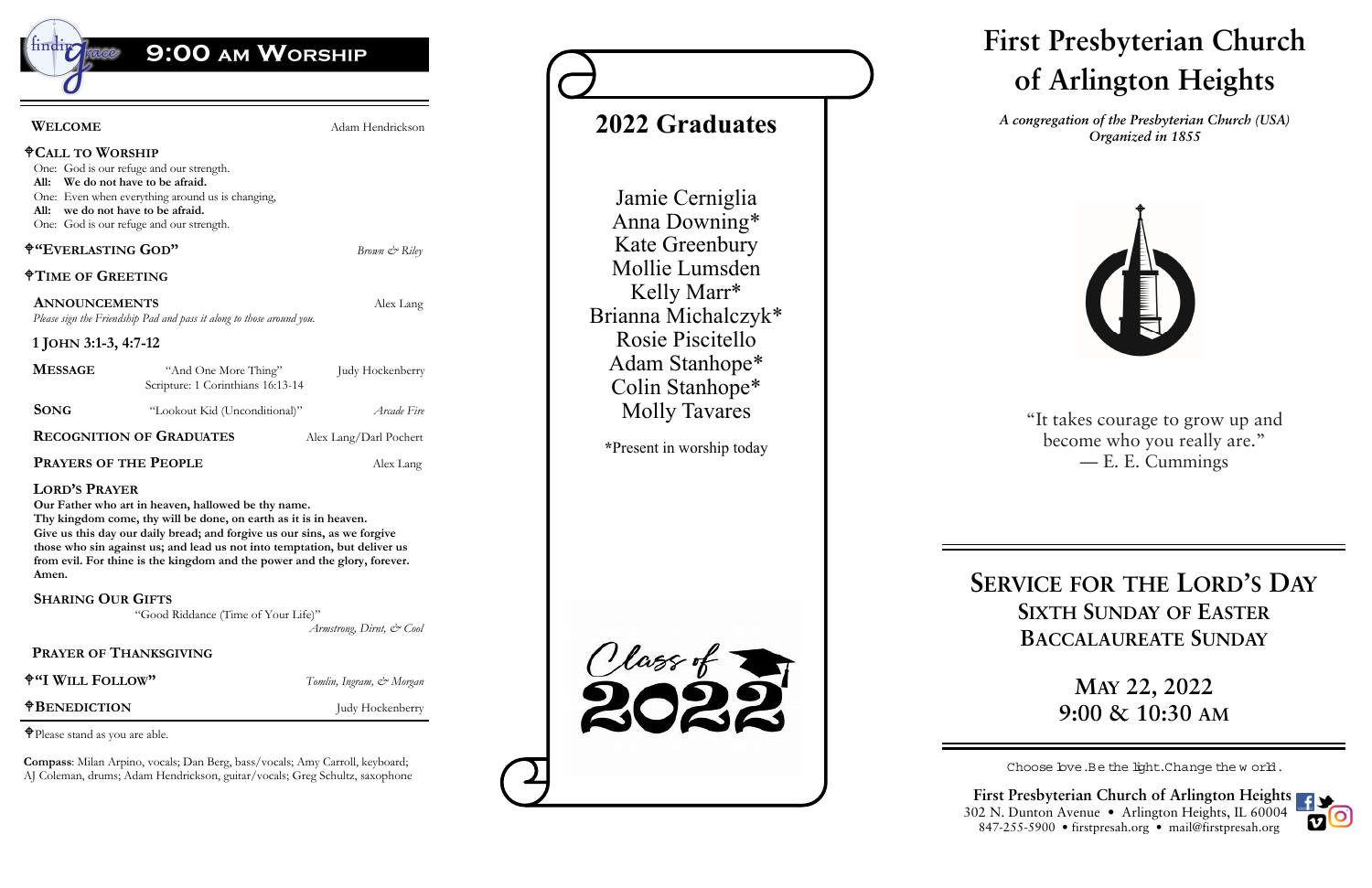# 9:00 AM Worship

**WELCOME** — Adam Hendrickson

**✝CALL TO WORSHIP**

One: God is our refuge and our strength.
**All: We do not have to be afraid.**
One: Even when everything around us is changing,
**All: we do not have to be afraid.**
One: God is our refuge and our strength.

**✝"EVERLASTING GOD"** — *Brown & Riley*

**✝TIME OF GREETING**

**ANNOUNCEMENTS** — Alex Lang
*Please sign the Friendship Pad and pass it along to those around you.*

**1 JOHN 3:1-3, 4:7-12**

**MESSAGE** — "And One More Thing" — Judy Hockenberry
Scripture: 1 Corinthians 16:13-14

**SONG** — "Lookout Kid (Unconditional)" — *Arcade Fire*

**RECOGNITION OF GRADUATES** — Alex Lang/Darl Pochert

**PRAYERS OF THE PEOPLE** — Alex Lang

**LORD'S PRAYER**

**Our Father who art in heaven, hallowed be thy name. Thy kingdom come, thy will be done, on earth as it is in heaven. Give us this day our daily bread; and forgive us our sins, as we forgive those who sin against us; and lead us not into temptation, but deliver us from evil. For thine is the kingdom and the power and the glory, forever. Amen.**

**SHARING OUR GIFTS**
"Good Riddance (Time of Your Life)"
*Armstrong, Dirnt, & Cool*

**PRAYER OF THANKSGIVING**

**✝"I WILL FOLLOW"** — *Tomlin, Ingram, & Morgan*

**✝BENEDICTION** — Judy Hockenberry

✝Please stand as you are able.

**Compass**: Milan Arpino, vocals; Dan Berg, bass/vocals; Amy Carroll, keyboard; AJ Coleman, drums; Adam Hendrickson, guitar/vocals; Greg Schultz, saxophone

## 2022 Graduates

Jamie Cerniglia
Anna Downing*
Kate Greenbury
Mollie Lumsden
Kelly Marr*
Brianna Michalczyk*
Rosie Piscitello
Adam Stanhope*
Colin Stanhope*
Molly Tavares

*Present in worship today

Class of 2022

# First Presbyterian Church of Arlington Heights

*A congregation of the Presbyterian Church (USA)*
*Organized in 1855*

"It takes courage to grow up and become who you really are."
— E. E. Cummings

## SERVICE FOR THE LORD'S DAY
### SIXTH SUNDAY OF EASTER
### BACCALAUREATE SUNDAY

### MAY 22, 2022
### 9:00 & 10:30 AM

Choose love. Be the light. Change the world.

**First Presbyterian Church of Arlington Heights**
302 N. Dunton Avenue • Arlington Heights, IL 60004
847-255-5900 • firstpresah.org • mail@firstpresah.org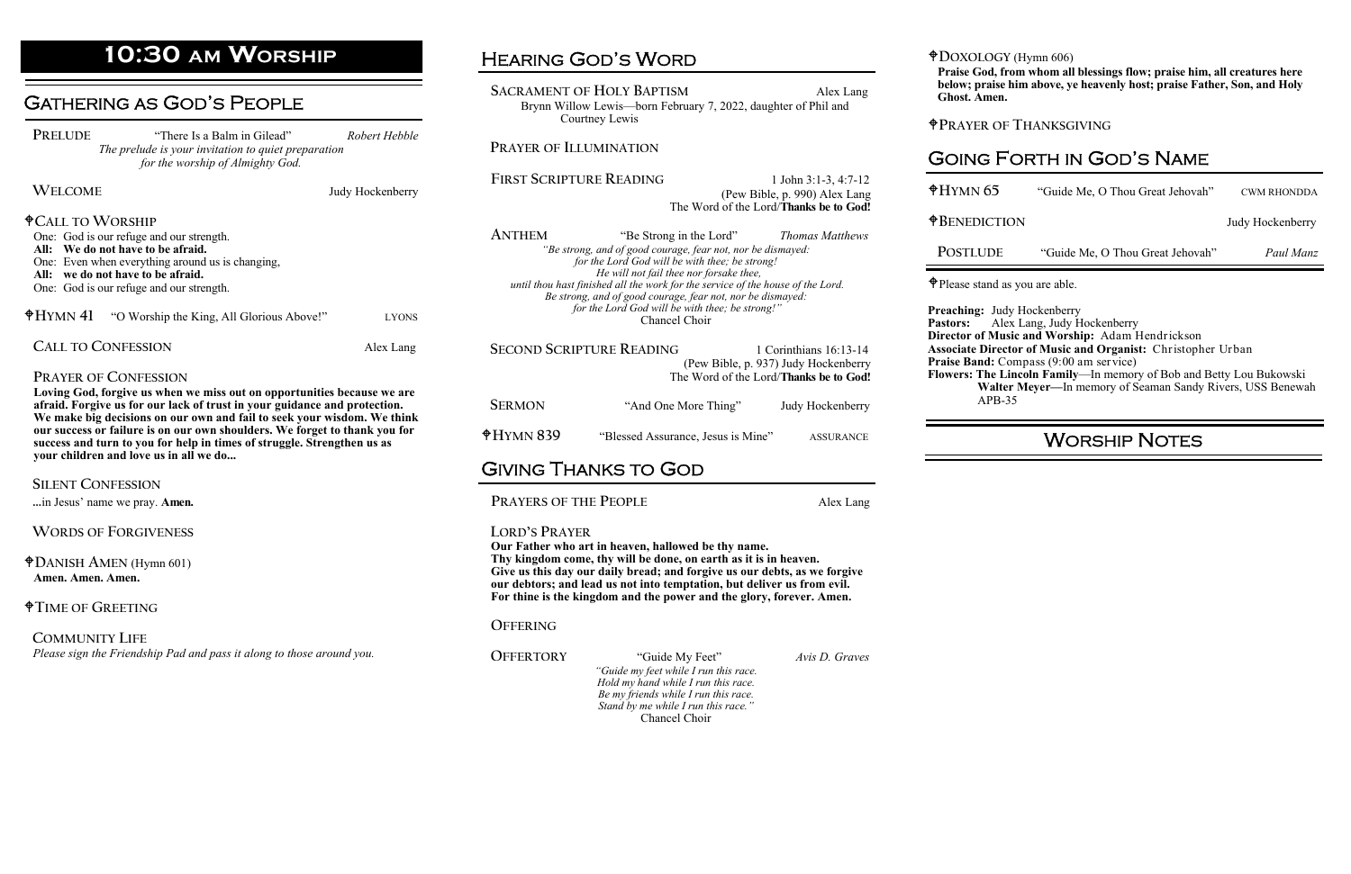# 10:30 AM Worship

## Gathering as God's People

PRELUDE "There Is a Balm in Gilead" *Robert Hebble*

*The prelude is your invitation to quiet preparation for the worship of Almighty God.*

WELCOME Judy Hockenberry

✟CALL TO WORSHIP

One: God is our refuge and our strength.
**All: We do not have to be afraid.**
One: Even when everything around us is changing,
**All: we do not have to be afraid.**
One: God is our refuge and our strength.

✟HYMN 41 "O Worship the King, All Glorious Above!" LYONS

CALL TO CONFESSION Alex Lang

PRAYER OF CONFESSION

**Loving God, forgive us when we miss out on opportunities because we are afraid. Forgive us for our lack of trust in your guidance and protection. We make big decisions on our own and fail to seek your wisdom. We think our success or failure is on our own shoulders. We forget to thank you for success and turn to you for help in times of struggle. Strengthen us as your children and love us in all we do...**

SILENT CONFESSION

**...**in Jesus' name we pray. **Amen.**

WORDS OF FORGIVENESS

✟DANISH AMEN (Hymn 601)
**Amen. Amen. Amen.**

✟TIME OF GREETING

COMMUNITY LIFE

*Please sign the Friendship Pad and pass it along to those around you.*

## Hearing God's Word

SACRAMENT OF HOLY BAPTISM Alex Lang

Brynn Willow Lewis—born February 7, 2022, daughter of Phil and Courtney Lewis

PRAYER OF ILLUMINATION

FIRST SCRIPTURE READING 1 John 3:1-3, 4:7-12
(Pew Bible, p. 990) Alex Lang
The Word of the Lord/**Thanks be to God!**

ANTHEM "Be Strong in the Lord" *Thomas Matthews*

*"Be strong, and of good courage, fear not, nor be dismayed:*
*for the Lord God will be with thee; be strong!*
*He will not fail thee nor forsake thee,*
*until thou hast finished all the work for the service of the house of the Lord.*
*Be strong, and of good courage, fear not, nor be dismayed:*
*for the Lord God will be with thee; be strong!"*
Chancel Choir

SECOND SCRIPTURE READING 1 Corinthians 16:13-14
(Pew Bible, p. 937) Judy Hockenberry
The Word of the Lord/**Thanks be to God!**

SERMON "And One More Thing" Judy Hockenberry

✟HYMN 839 "Blessed Assurance, Jesus is Mine" ASSURANCE

## Giving Thanks to God

PRAYERS OF THE PEOPLE Alex Lang

LORD'S PRAYER

**Our Father who art in heaven, hallowed be thy name. Thy kingdom come, thy will be done, on earth as it is in heaven. Give us this day our daily bread; and forgive us our debts, as we forgive our debtors; and lead us not into temptation, but deliver us from evil. For thine is the kingdom and the power and the glory, forever. Amen.**

OFFERING

OFFERTORY "Guide My Feet" *Avis D. Graves*

*"Guide my feet while I run this race.*
*Hold my hand while I run this race.*
*Be my friends while I run this race.*
*Stand by me while I run this race."*
Chancel Choir

✟DOXOLOGY (Hymn 606)

**Praise God, from whom all blessings flow; praise him, all creatures here below; praise him above, ye heavenly host; praise Father, Son, and Holy Ghost. Amen.**

✟PRAYER OF THANKSGIVING

## Going Forth in God's Name

✟HYMN 65 "Guide Me, O Thou Great Jehovah" CWM RHONDDA

✟BENEDICTION Judy Hockenberry

POSTLUDE "Guide Me, O Thou Great Jehovah" *Paul Manz*

✟Please stand as you are able.

**Preaching:** Judy Hockenberry
**Pastors:** Alex Lang, Judy Hockenberry
**Director of Music and Worship:** Adam Hendrickson
**Associate Director of Music and Organist:** Christopher Urban
**Praise Band:** Compass (9:00 am service)
**Flowers: The Lincoln Family**—In memory of Bob and Betty Lou Bukowski
**Walter Meyer—**In memory of Seaman Sandy Rivers, USS Benewah APB-35

## Worship Notes